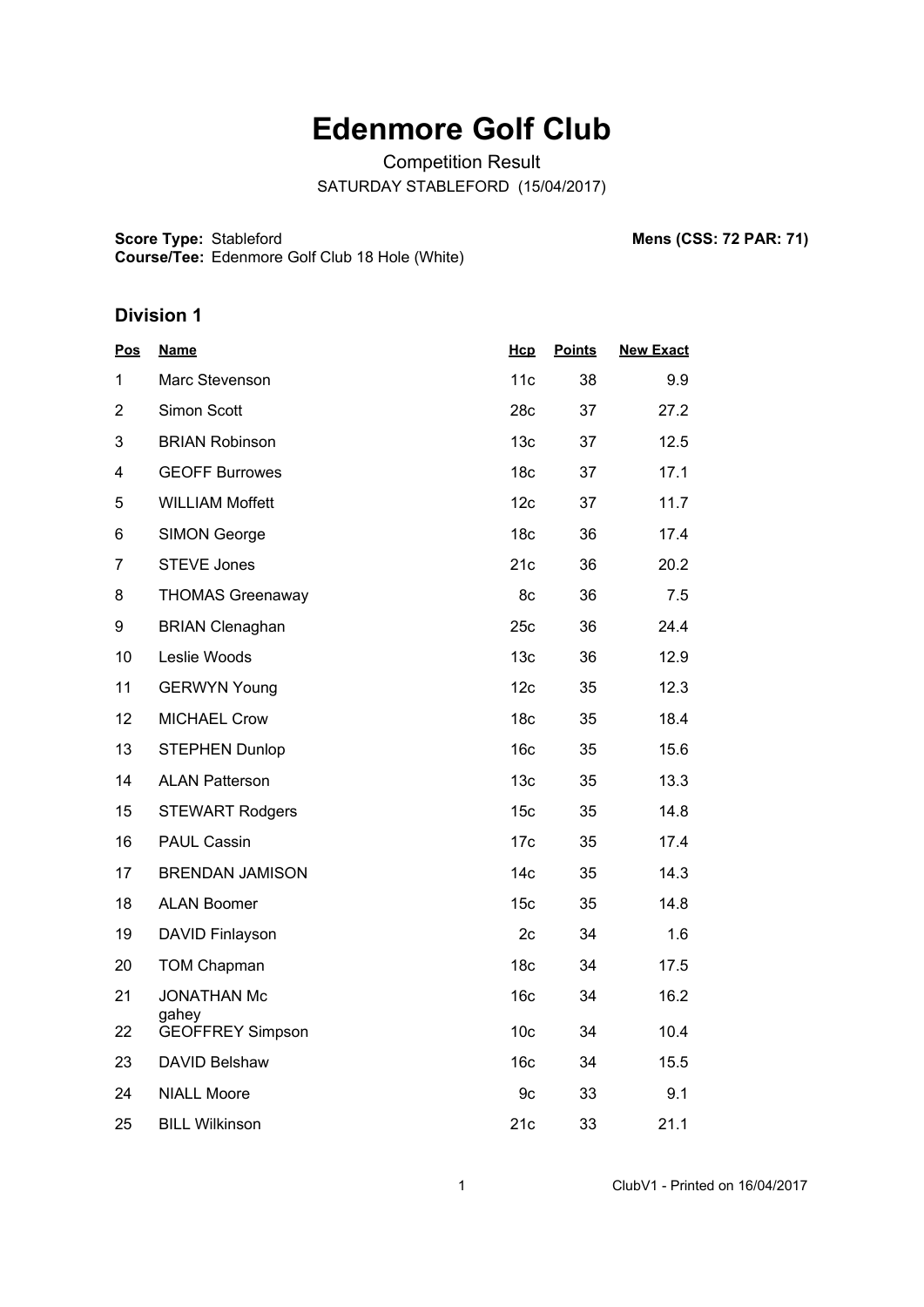# Edenmore Golf Club

Competition Result

SATURDAY STABLEFORD (15/04/2017)

**Score Type:** Stableford

**Course/Tee:** Edenmore Golf Club 18 Hole (White)

**Mens (CSS: 72 PAR: 71)**

## Division 1

| Pos | Name | Hcp | Points | New Exact |
|---|---|---|---|---|
| 1 | Marc Stevenson | 11c | 38 | 9.9 |
| 2 | Simon Scott | 28c | 37 | 27.2 |
| 3 | BRIAN Robinson | 13c | 37 | 12.5 |
| 4 | GEOFF Burrowes | 18c | 37 | 17.1 |
| 5 | WILLIAM Moffett | 12c | 37 | 11.7 |
| 6 | SIMON George | 18c | 36 | 17.4 |
| 7 | STEVE Jones | 21c | 36 | 20.2 |
| 8 | THOMAS Greenaway | 8c | 36 | 7.5 |
| 9 | BRIAN Clenaghan | 25c | 36 | 24.4 |
| 10 | Leslie Woods | 13c | 36 | 12.9 |
| 11 | GERWYN Young | 12c | 35 | 12.3 |
| 12 | MICHAEL Crow | 18c | 35 | 18.4 |
| 13 | STEPHEN Dunlop | 16c | 35 | 15.6 |
| 14 | ALAN Patterson | 13c | 35 | 13.3 |
| 15 | STEWART Rodgers | 15c | 35 | 14.8 |
| 16 | PAUL Cassin | 17c | 35 | 17.4 |
| 17 | BRENDAN JAMISON | 14c | 35 | 14.3 |
| 18 | ALAN Boomer | 15c | 35 | 14.8 |
| 19 | DAVID Finlayson | 2c | 34 | 1.6 |
| 20 | TOM Chapman | 18c | 34 | 17.5 |
| 21 | JONATHAN Mc gahey | 16c | 34 | 16.2 |
| 22 | GEOFFREY Simpson | 10c | 34 | 10.4 |
| 23 | DAVID Belshaw | 16c | 34 | 15.5 |
| 24 | NIALL Moore | 9c | 33 | 9.1 |
| 25 | BILL Wilkinson | 21c | 33 | 21.1 |

ClubV1 - Printed on 16/04/2017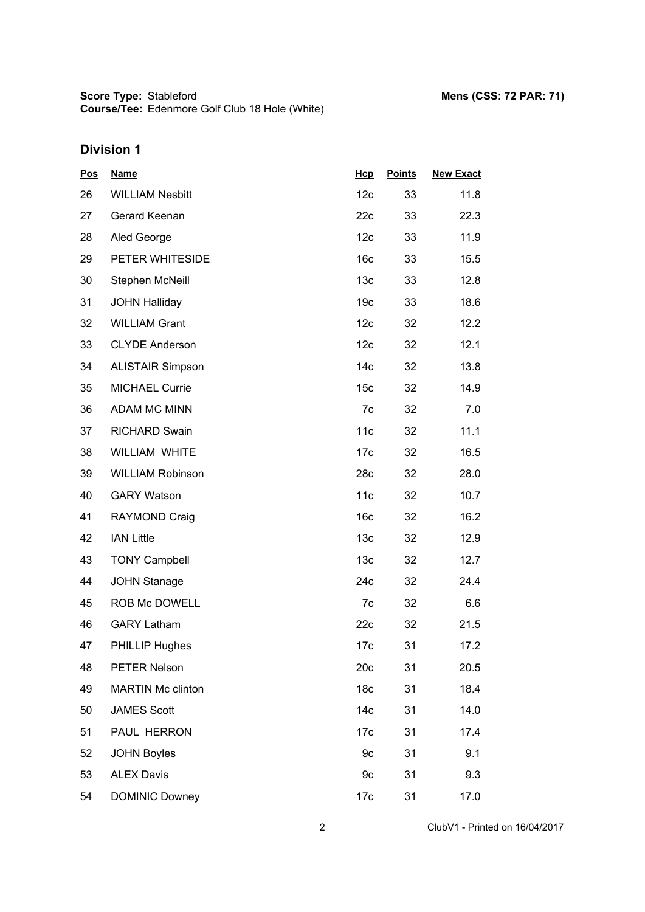**Score Type:** Stableford
**Course/Tee:** Edenmore Golf Club 18 Hole (White)

**Mens (CSS: 72 PAR: 71)**

## Division 1

| Pos | Name | Hcp | Points | New Exact |
|---|---|---|---|---|
| 26 | WILLIAM Nesbitt | 12c | 33 | 11.8 |
| 27 | Gerard Keenan | 22c | 33 | 22.3 |
| 28 | Aled George | 12c | 33 | 11.9 |
| 29 | PETER WHITESIDE | 16c | 33 | 15.5 |
| 30 | Stephen McNeill | 13c | 33 | 12.8 |
| 31 | JOHN Halliday | 19c | 33 | 18.6 |
| 32 | WILLIAM Grant | 12c | 32 | 12.2 |
| 33 | CLYDE Anderson | 12c | 32 | 12.1 |
| 34 | ALISTAIR Simpson | 14c | 32 | 13.8 |
| 35 | MICHAEL Currie | 15c | 32 | 14.9 |
| 36 | ADAM MC MINN | 7c | 32 | 7.0 |
| 37 | RICHARD Swain | 11c | 32 | 11.1 |
| 38 | WILLIAM WHITE | 17c | 32 | 16.5 |
| 39 | WILLIAM Robinson | 28c | 32 | 28.0 |
| 40 | GARY Watson | 11c | 32 | 10.7 |
| 41 | RAYMOND Craig | 16c | 32 | 16.2 |
| 42 | IAN Little | 13c | 32 | 12.9 |
| 43 | TONY Campbell | 13c | 32 | 12.7 |
| 44 | JOHN Stanage | 24c | 32 | 24.4 |
| 45 | ROB Mc DOWELL | 7c | 32 | 6.6 |
| 46 | GARY Latham | 22c | 32 | 21.5 |
| 47 | PHILLIP Hughes | 17c | 31 | 17.2 |
| 48 | PETER Nelson | 20c | 31 | 20.5 |
| 49 | MARTIN Mc clinton | 18c | 31 | 18.4 |
| 50 | JAMES Scott | 14c | 31 | 14.0 |
| 51 | PAUL HERRON | 17c | 31 | 17.4 |
| 52 | JOHN Boyles | 9c | 31 | 9.1 |
| 53 | ALEX Davis | 9c | 31 | 9.3 |
| 54 | DOMINIC Downey | 17c | 31 | 17.0 |

ClubV1 - Printed on 16/04/2017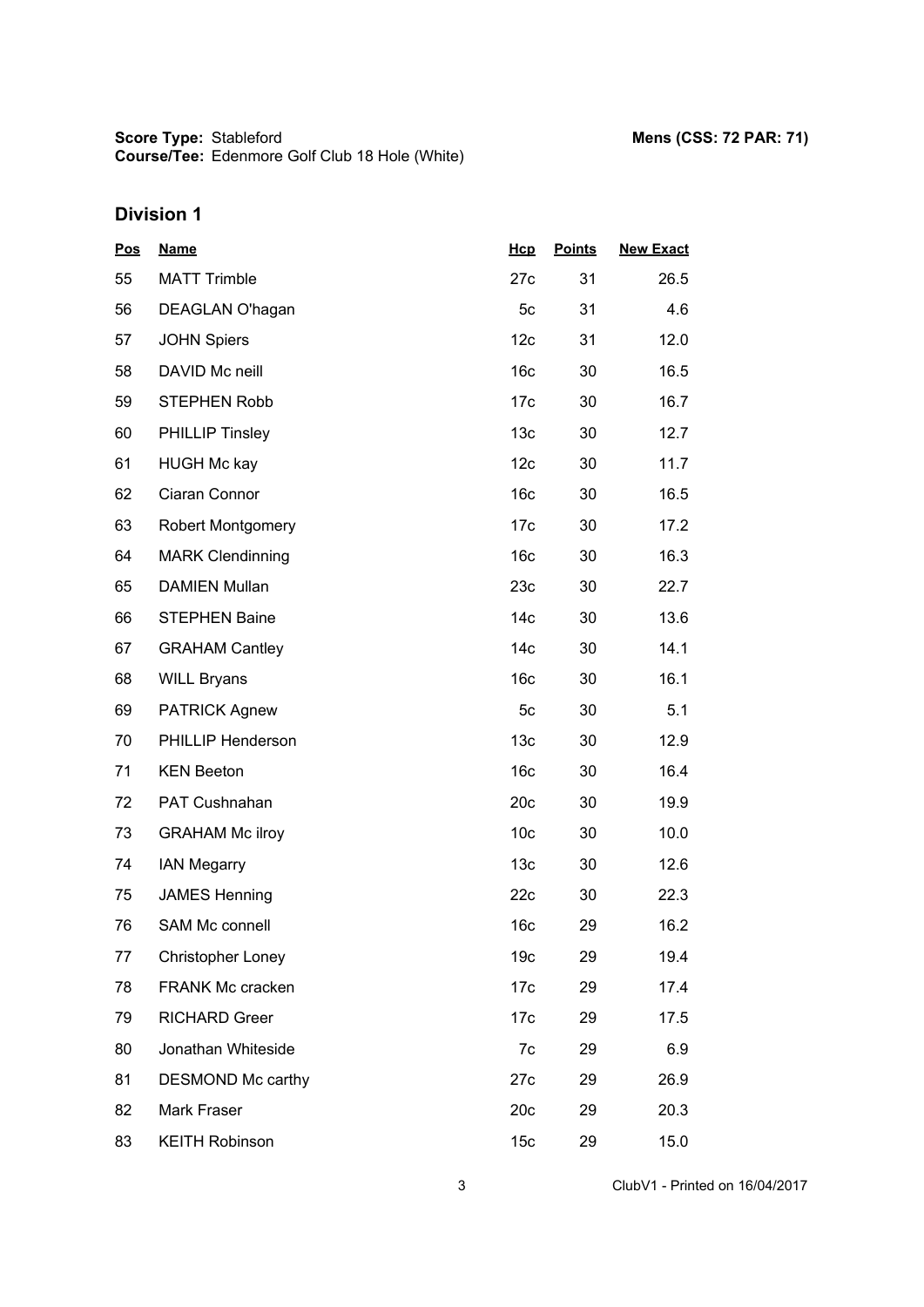**Score Type:** Stableford
**Course/Tee:** Edenmore Golf Club 18 Hole (White)

**Mens (CSS: 72 PAR: 71)**

## Division 1

| Pos | Name | Hcp | Points | New Exact |
|---|---|---|---|---|
| 55 | MATT Trimble | 27c | 31 | 26.5 |
| 56 | DEAGLAN O'hagan | 5c | 31 | 4.6 |
| 57 | JOHN Spiers | 12c | 31 | 12.0 |
| 58 | DAVID Mc neill | 16c | 30 | 16.5 |
| 59 | STEPHEN Robb | 17c | 30 | 16.7 |
| 60 | PHILLIP Tinsley | 13c | 30 | 12.7 |
| 61 | HUGH Mc kay | 12c | 30 | 11.7 |
| 62 | Ciaran Connor | 16c | 30 | 16.5 |
| 63 | Robert Montgomery | 17c | 30 | 17.2 |
| 64 | MARK Clendinning | 16c | 30 | 16.3 |
| 65 | DAMIEN Mullan | 23c | 30 | 22.7 |
| 66 | STEPHEN Baine | 14c | 30 | 13.6 |
| 67 | GRAHAM Cantley | 14c | 30 | 14.1 |
| 68 | WILL Bryans | 16c | 30 | 16.1 |
| 69 | PATRICK Agnew | 5c | 30 | 5.1 |
| 70 | PHILLIP Henderson | 13c | 30 | 12.9 |
| 71 | KEN Beeton | 16c | 30 | 16.4 |
| 72 | PAT Cushnahan | 20c | 30 | 19.9 |
| 73 | GRAHAM Mc ilroy | 10c | 30 | 10.0 |
| 74 | IAN Megarry | 13c | 30 | 12.6 |
| 75 | JAMES Henning | 22c | 30 | 22.3 |
| 76 | SAM Mc connell | 16c | 29 | 16.2 |
| 77 | Christopher Loney | 19c | 29 | 19.4 |
| 78 | FRANK Mc cracken | 17c | 29 | 17.4 |
| 79 | RICHARD Greer | 17c | 29 | 17.5 |
| 80 | Jonathan Whiteside | 7c | 29 | 6.9 |
| 81 | DESMOND Mc carthy | 27c | 29 | 26.9 |
| 82 | Mark Fraser | 20c | 29 | 20.3 |
| 83 | KEITH Robinson | 15c | 29 | 15.0 |

ClubV1 - Printed on 16/04/2017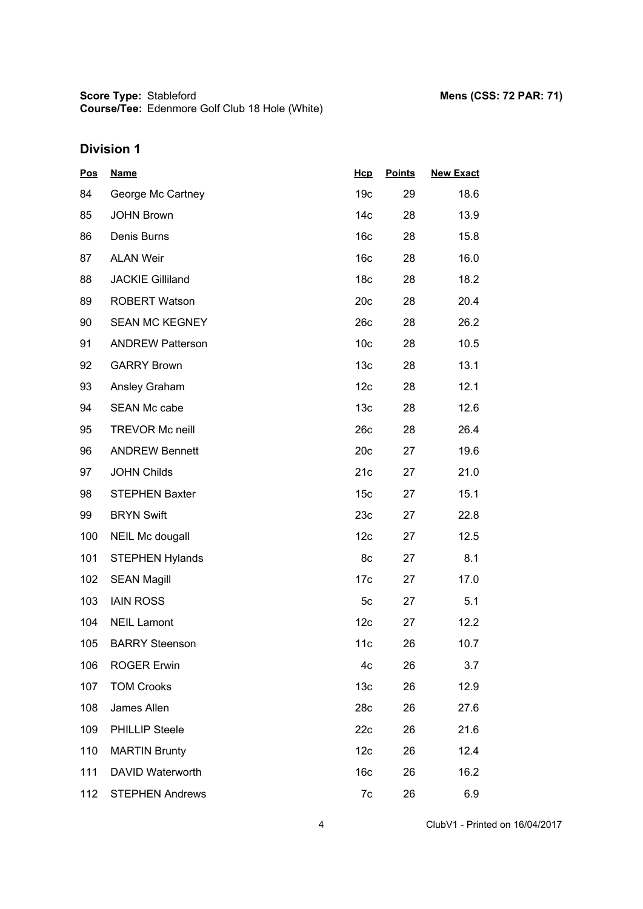**Score Type:** Stableford
**Course/Tee:** Edenmore Golf Club 18 Hole (White)

**Mens (CSS: 72 PAR: 71)**

## Division 1

| Pos | Name | Hcp | Points | New Exact |
|---|---|---|---|---|
| 84 | George Mc Cartney | 19c | 29 | 18.6 |
| 85 | JOHN Brown | 14c | 28 | 13.9 |
| 86 | Denis Burns | 16c | 28 | 15.8 |
| 87 | ALAN Weir | 16c | 28 | 16.0 |
| 88 | JACKIE Gilliland | 18c | 28 | 18.2 |
| 89 | ROBERT Watson | 20c | 28 | 20.4 |
| 90 | SEAN MC KEGNEY | 26c | 28 | 26.2 |
| 91 | ANDREW Patterson | 10c | 28 | 10.5 |
| 92 | GARRY Brown | 13c | 28 | 13.1 |
| 93 | Ansley Graham | 12c | 28 | 12.1 |
| 94 | SEAN Mc cabe | 13c | 28 | 12.6 |
| 95 | TREVOR Mc neill | 26c | 28 | 26.4 |
| 96 | ANDREW Bennett | 20c | 27 | 19.6 |
| 97 | JOHN Childs | 21c | 27 | 21.0 |
| 98 | STEPHEN Baxter | 15c | 27 | 15.1 |
| 99 | BRYN Swift | 23c | 27 | 22.8 |
| 100 | NEIL Mc dougall | 12c | 27 | 12.5 |
| 101 | STEPHEN Hylands | 8c | 27 | 8.1 |
| 102 | SEAN Magill | 17c | 27 | 17.0 |
| 103 | IAIN ROSS | 5c | 27 | 5.1 |
| 104 | NEIL Lamont | 12c | 27 | 12.2 |
| 105 | BARRY Steenson | 11c | 26 | 10.7 |
| 106 | ROGER Erwin | 4c | 26 | 3.7 |
| 107 | TOM Crooks | 13c | 26 | 12.9 |
| 108 | James Allen | 28c | 26 | 27.6 |
| 109 | PHILLIP Steele | 22c | 26 | 21.6 |
| 110 | MARTIN Brunty | 12c | 26 | 12.4 |
| 111 | DAVID Waterworth | 16c | 26 | 16.2 |
| 112 | STEPHEN Andrews | 7c | 26 | 6.9 |

ClubV1 - Printed on 16/04/2017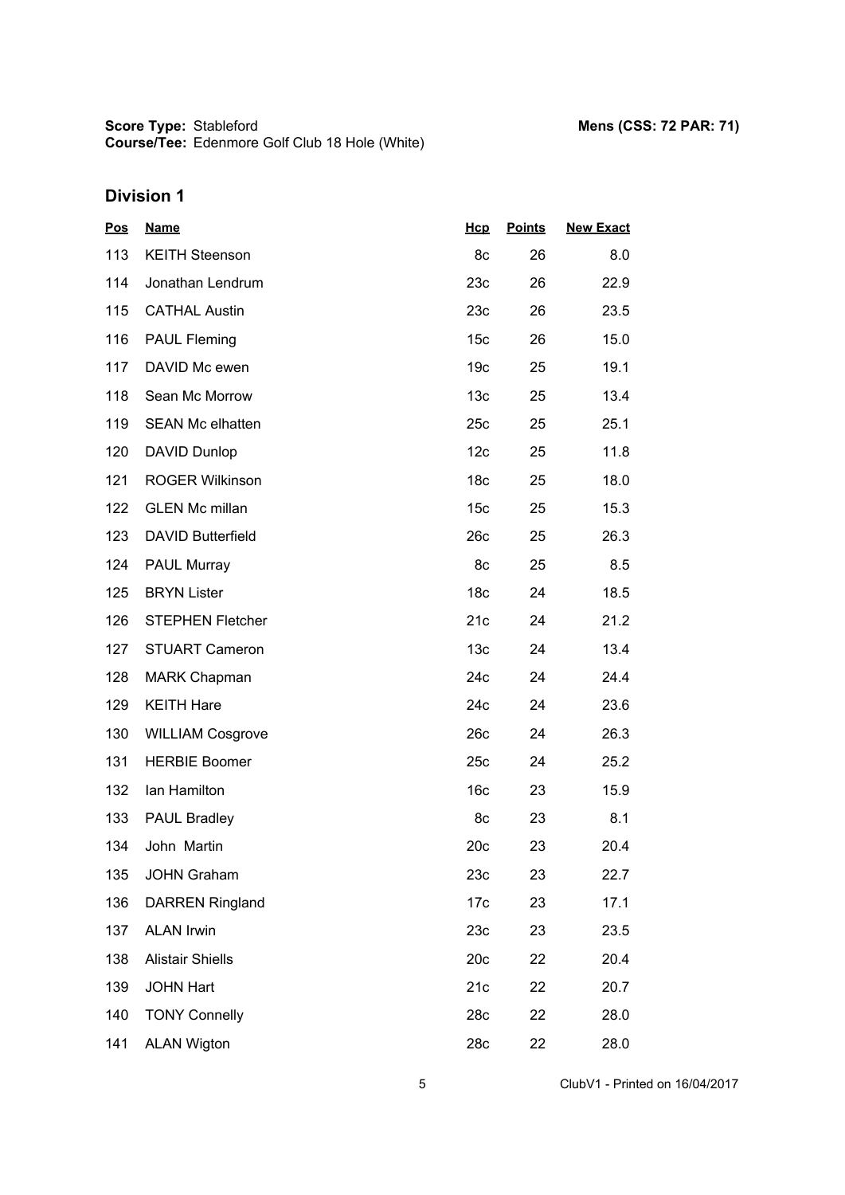**Score Type:** Stableford **Mens (CSS: 72 PAR: 71)**
**Course/Tee:** Edenmore Golf Club 18 Hole (White)

## Division 1

| Pos | Name | Hcp | Points | New Exact |
|---|---|---|---|---|
| 113 | KEITH Steenson | 8c | 26 | 8.0 |
| 114 | Jonathan Lendrum | 23c | 26 | 22.9 |
| 115 | CATHAL Austin | 23c | 26 | 23.5 |
| 116 | PAUL Fleming | 15c | 26 | 15.0 |
| 117 | DAVID Mc ewen | 19c | 25 | 19.1 |
| 118 | Sean Mc Morrow | 13c | 25 | 13.4 |
| 119 | SEAN Mc elhatten | 25c | 25 | 25.1 |
| 120 | DAVID Dunlop | 12c | 25 | 11.8 |
| 121 | ROGER Wilkinson | 18c | 25 | 18.0 |
| 122 | GLEN Mc millan | 15c | 25 | 15.3 |
| 123 | DAVID Butterfield | 26c | 25 | 26.3 |
| 124 | PAUL Murray | 8c | 25 | 8.5 |
| 125 | BRYN Lister | 18c | 24 | 18.5 |
| 126 | STEPHEN Fletcher | 21c | 24 | 21.2 |
| 127 | STUART Cameron | 13c | 24 | 13.4 |
| 128 | MARK Chapman | 24c | 24 | 24.4 |
| 129 | KEITH Hare | 24c | 24 | 23.6 |
| 130 | WILLIAM Cosgrove | 26c | 24 | 26.3 |
| 131 | HERBIE Boomer | 25c | 24 | 25.2 |
| 132 | Ian Hamilton | 16c | 23 | 15.9 |
| 133 | PAUL Bradley | 8c | 23 | 8.1 |
| 134 | John Martin | 20c | 23 | 20.4 |
| 135 | JOHN Graham | 23c | 23 | 22.7 |
| 136 | DARREN Ringland | 17c | 23 | 17.1 |
| 137 | ALAN Irwin | 23c | 23 | 23.5 |
| 138 | Alistair Shiells | 20c | 22 | 20.4 |
| 139 | JOHN Hart | 21c | 22 | 20.7 |
| 140 | TONY Connelly | 28c | 22 | 28.0 |
| 141 | ALAN Wigton | 28c | 22 | 28.0 |

ClubV1 - Printed on 16/04/2017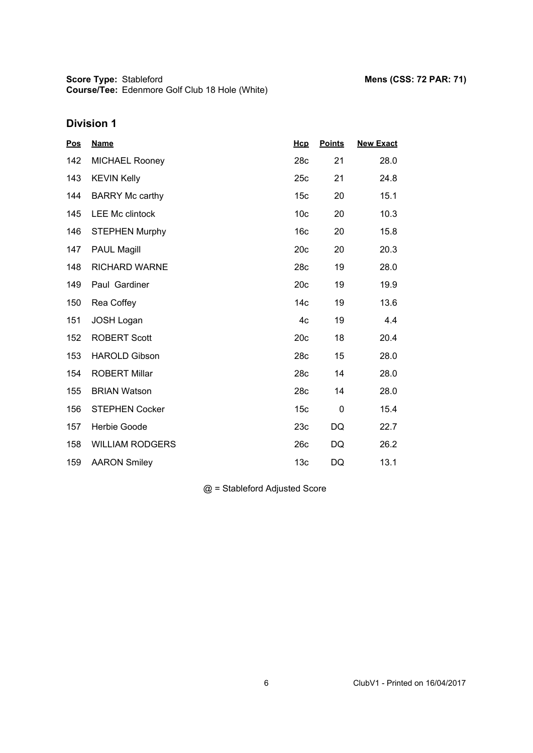**Score Type:** Stableford
**Course/Tee:** Edenmore Golf Club 18 Hole (White)

**Mens (CSS: 72 PAR: 71)**

## Division 1

| Pos | Name | Hcp | Points | New Exact |
|---|---|---|---|---|
| 142 | MICHAEL Rooney | 28c | 21 | 28.0 |
| 143 | KEVIN Kelly | 25c | 21 | 24.8 |
| 144 | BARRY Mc carthy | 15c | 20 | 15.1 |
| 145 | LEE Mc clintock | 10c | 20 | 10.3 |
| 146 | STEPHEN Murphy | 16c | 20 | 15.8 |
| 147 | PAUL Magill | 20c | 20 | 20.3 |
| 148 | RICHARD WARNE | 28c | 19 | 28.0 |
| 149 | Paul Gardiner | 20c | 19 | 19.9 |
| 150 | Rea Coffey | 14c | 19 | 13.6 |
| 151 | JOSH Logan | 4c | 19 | 4.4 |
| 152 | ROBERT Scott | 20c | 18 | 20.4 |
| 153 | HAROLD Gibson | 28c | 15 | 28.0 |
| 154 | ROBERT Millar | 28c | 14 | 28.0 |
| 155 | BRIAN Watson | 28c | 14 | 28.0 |
| 156 | STEPHEN Cocker | 15c | 0 | 15.4 |
| 157 | Herbie Goode | 23c | DQ | 22.7 |
| 158 | WILLIAM RODGERS | 26c | DQ | 26.2 |
| 159 | AARON Smiley | 13c | DQ | 13.1 |

@ = Stableford Adjusted Score

ClubV1 - Printed on 16/04/2017